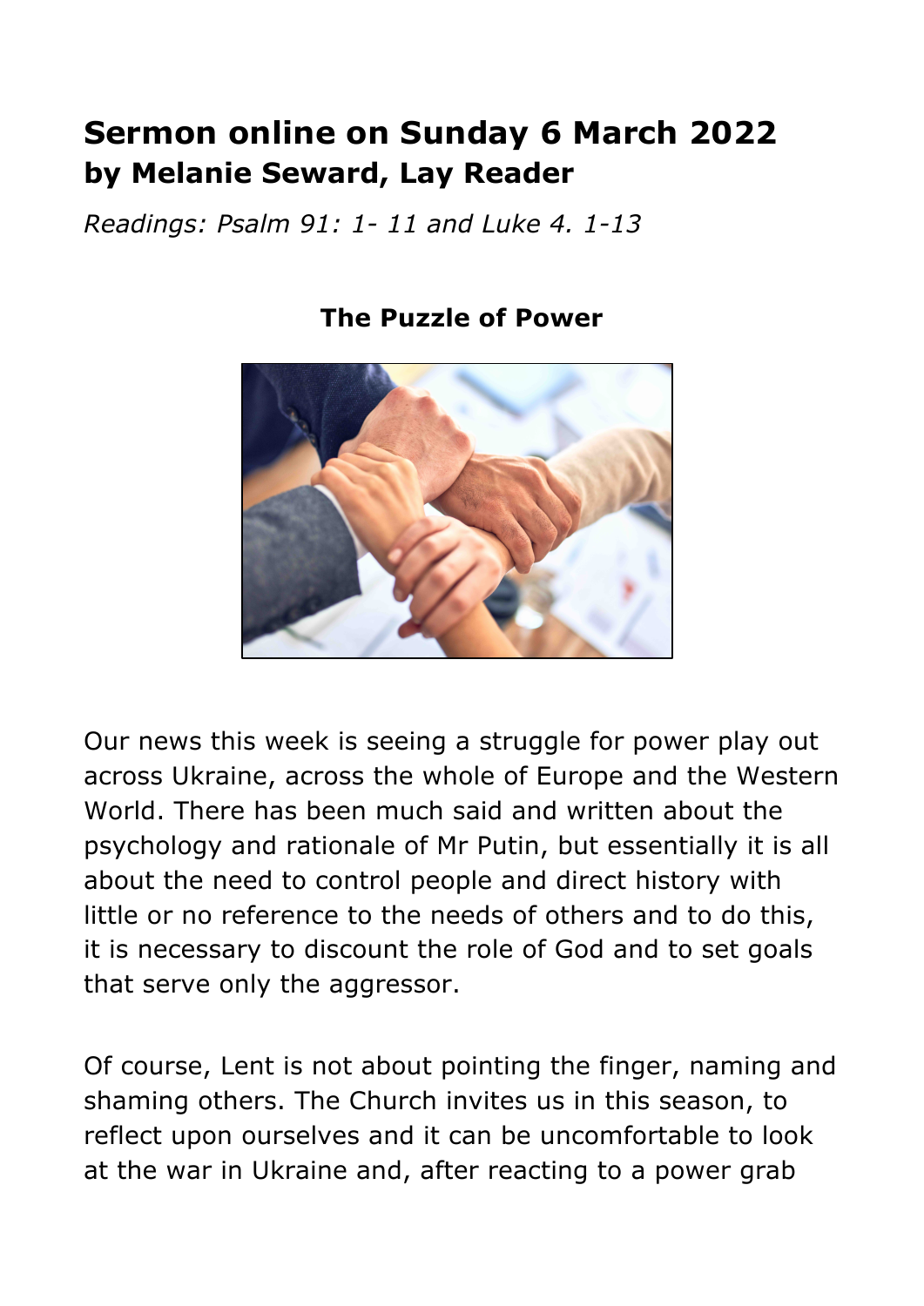# Sermon online on Sunday 6 March 2022
## by Melanie Seward, Lay Reader

*Readings: Psalm 91: 1- 11 and Luke 4. 1-13*

### The Puzzle of Power

Our news this week is seeing a struggle for power play out across Ukraine, across the whole of Europe and the Western World. There has been much said and written about the psychology and rationale of Mr Putin, but essentially it is all about the need to control people and direct history with little or no reference to the needs of others and to do this, it is necessary to discount the role of God and to set goals that serve only the aggressor.

Of course, Lent is not about pointing the finger, naming and shaming others. The Church invites us in this season, to reflect upon ourselves and it can be uncomfortable to look at the war in Ukraine and, after reacting to a power grab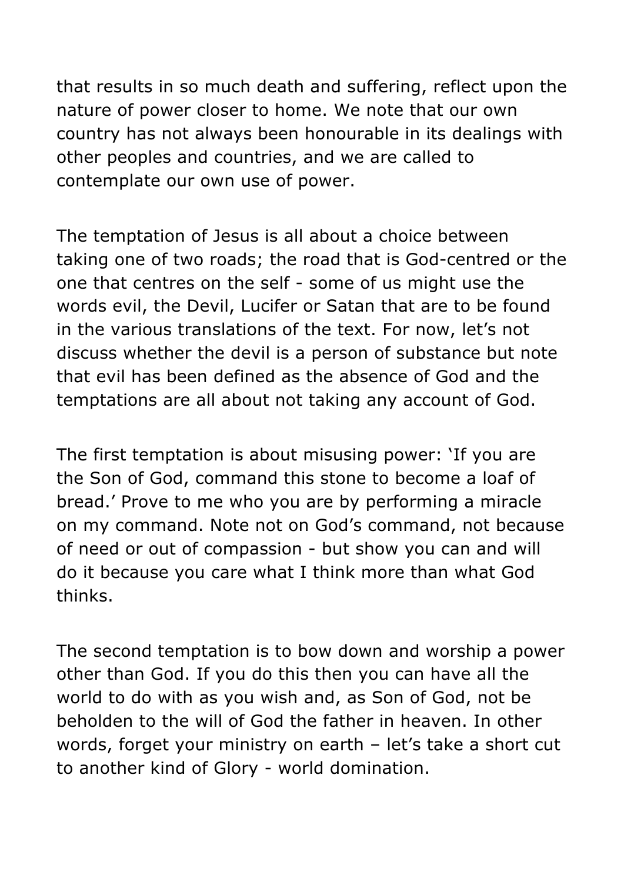that results in so much death and suffering, reflect upon the nature of power closer to home. We note that our own country has not always been honourable in its dealings with other peoples and countries, and we are called to contemplate our own use of power.

The temptation of Jesus is all about a choice between taking one of two roads; the road that is God-centred or the one that centres on the self - some of us might use the words evil, the Devil, Lucifer or Satan that are to be found in the various translations of the text. For now, let's not discuss whether the devil is a person of substance but note that evil has been defined as the absence of God and the temptations are all about not taking any account of God.

The first temptation is about misusing power: 'If you are the Son of God, command this stone to become a loaf of bread.' Prove to me who you are by performing a miracle on my command. Note not on God's command, not because of need or out of compassion - but show you can and will do it because you care what I think more than what God thinks.

The second temptation is to bow down and worship a power other than God. If you do this then you can have all the world to do with as you wish and, as Son of God, not be beholden to the will of God the father in heaven. In other words, forget your ministry on earth – let's take a short cut to another kind of Glory - world domination.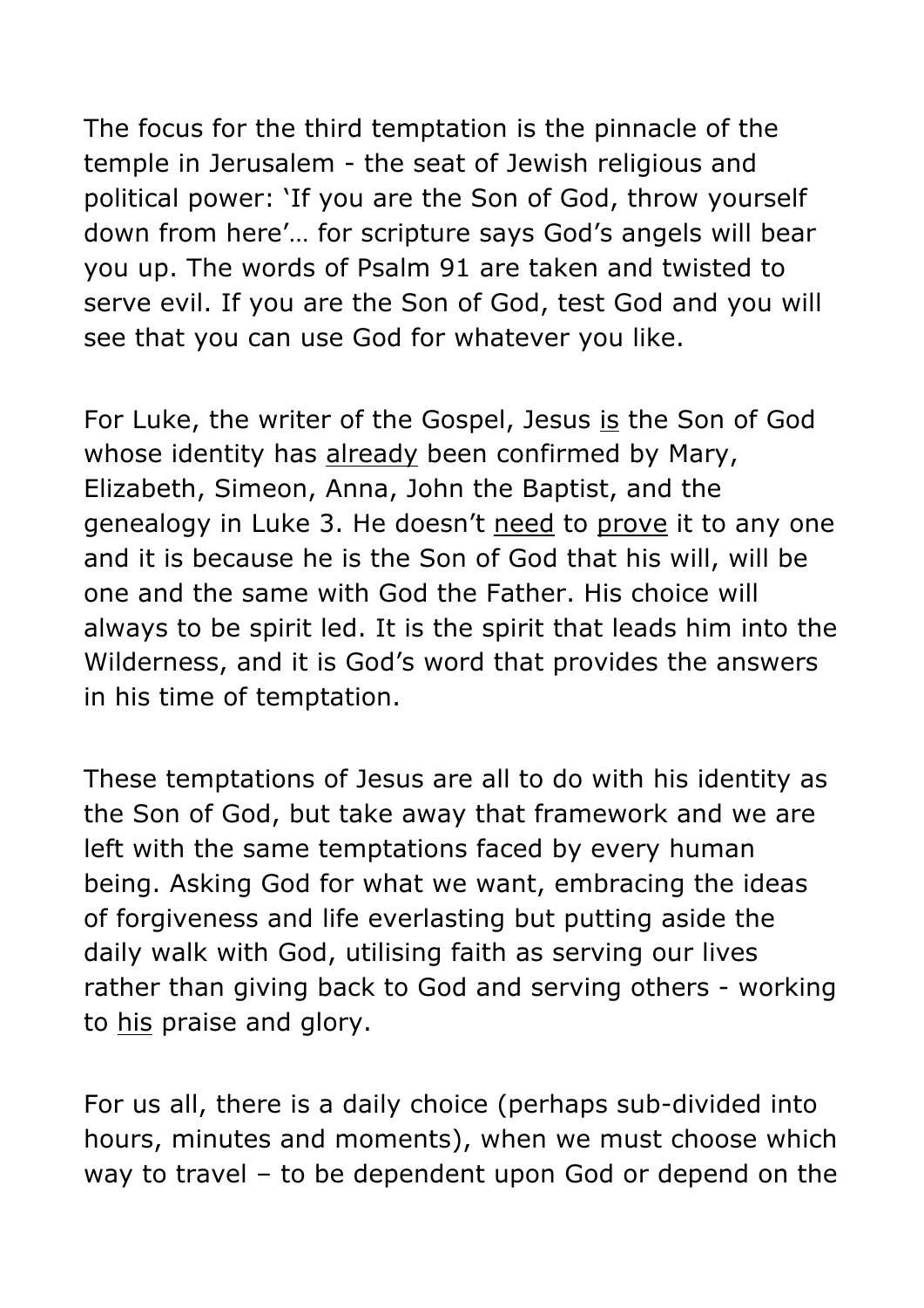The focus for the third temptation is the pinnacle of the temple in Jerusalem - the seat of Jewish religious and political power: 'If you are the Son of God, throw yourself down from here'… for scripture says God's angels will bear you up. The words of Psalm 91 are taken and twisted to serve evil. If you are the Son of God, test God and you will see that you can use God for whatever you like.

For Luke, the writer of the Gospel, Jesus <u>is</u> the Son of God whose identity has <u>already</u> been confirmed by Mary, Elizabeth, Simeon, Anna, John the Baptist, and the genealogy in Luke 3. He doesn't <u>need</u> to <u>prove</u> it to any one and it is because he is the Son of God that his will, will be one and the same with God the Father. His choice will always to be spirit led. It is the spirit that leads him into the Wilderness, and it is God's word that provides the answers in his time of temptation.

These temptations of Jesus are all to do with his identity as the Son of God, but take away that framework and we are left with the same temptations faced by every human being. Asking God for what we want, embracing the ideas of forgiveness and life everlasting but putting aside the daily walk with God, utilising faith as serving our lives rather than giving back to God and serving others - working to <u>his</u> praise and glory.

For us all, there is a daily choice (perhaps sub-divided into hours, minutes and moments), when we must choose which way to travel – to be dependent upon God or depend on the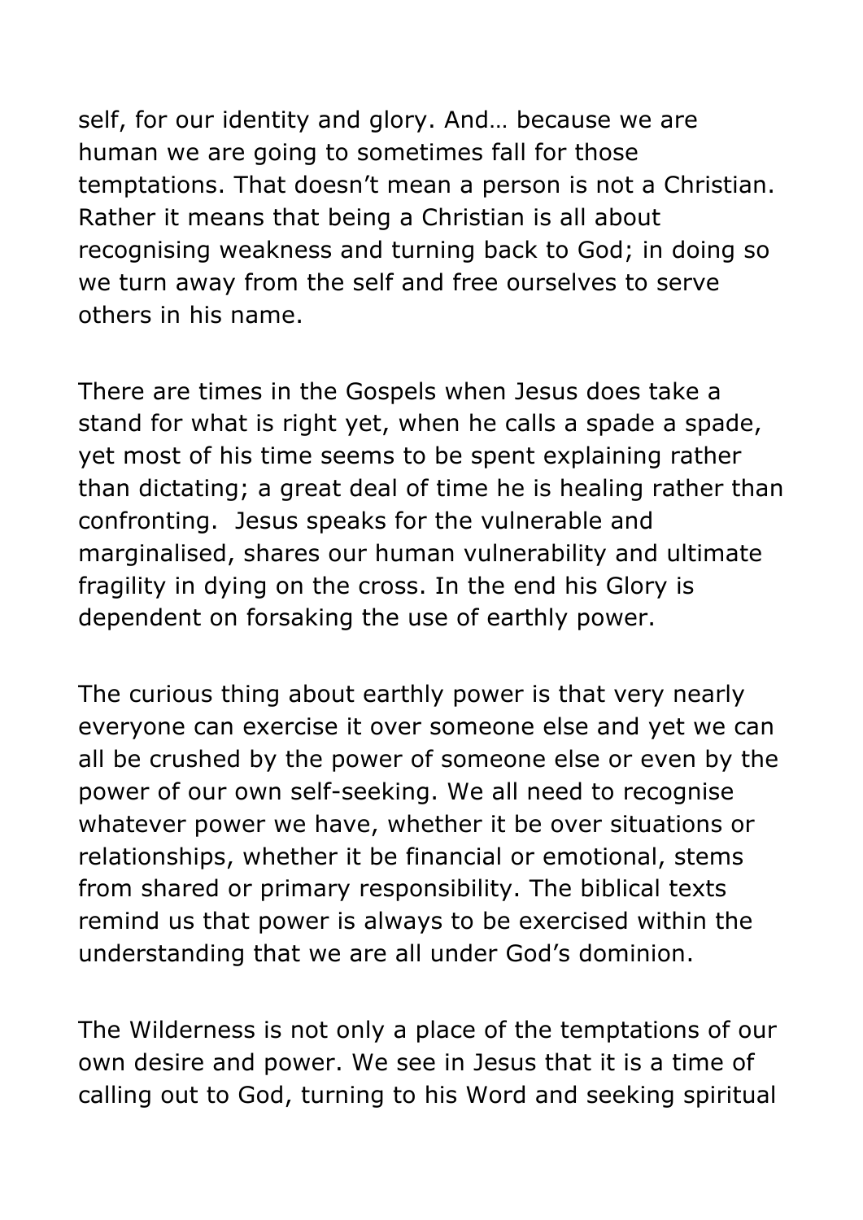self, for our identity and glory. And… because we are human we are going to sometimes fall for those temptations. That doesn't mean a person is not a Christian. Rather it means that being a Christian is all about recognising weakness and turning back to God; in doing so we turn away from the self and free ourselves to serve others in his name.

There are times in the Gospels when Jesus does take a stand for what is right yet, when he calls a spade a spade, yet most of his time seems to be spent explaining rather than dictating; a great deal of time he is healing rather than confronting. Jesus speaks for the vulnerable and marginalised, shares our human vulnerability and ultimate fragility in dying on the cross. In the end his Glory is dependent on forsaking the use of earthly power.

The curious thing about earthly power is that very nearly everyone can exercise it over someone else and yet we can all be crushed by the power of someone else or even by the power of our own self-seeking. We all need to recognise whatever power we have, whether it be over situations or relationships, whether it be financial or emotional, stems from shared or primary responsibility. The biblical texts remind us that power is always to be exercised within the understanding that we are all under God's dominion.

The Wilderness is not only a place of the temptations of our own desire and power. We see in Jesus that it is a time of calling out to God, turning to his Word and seeking spiritual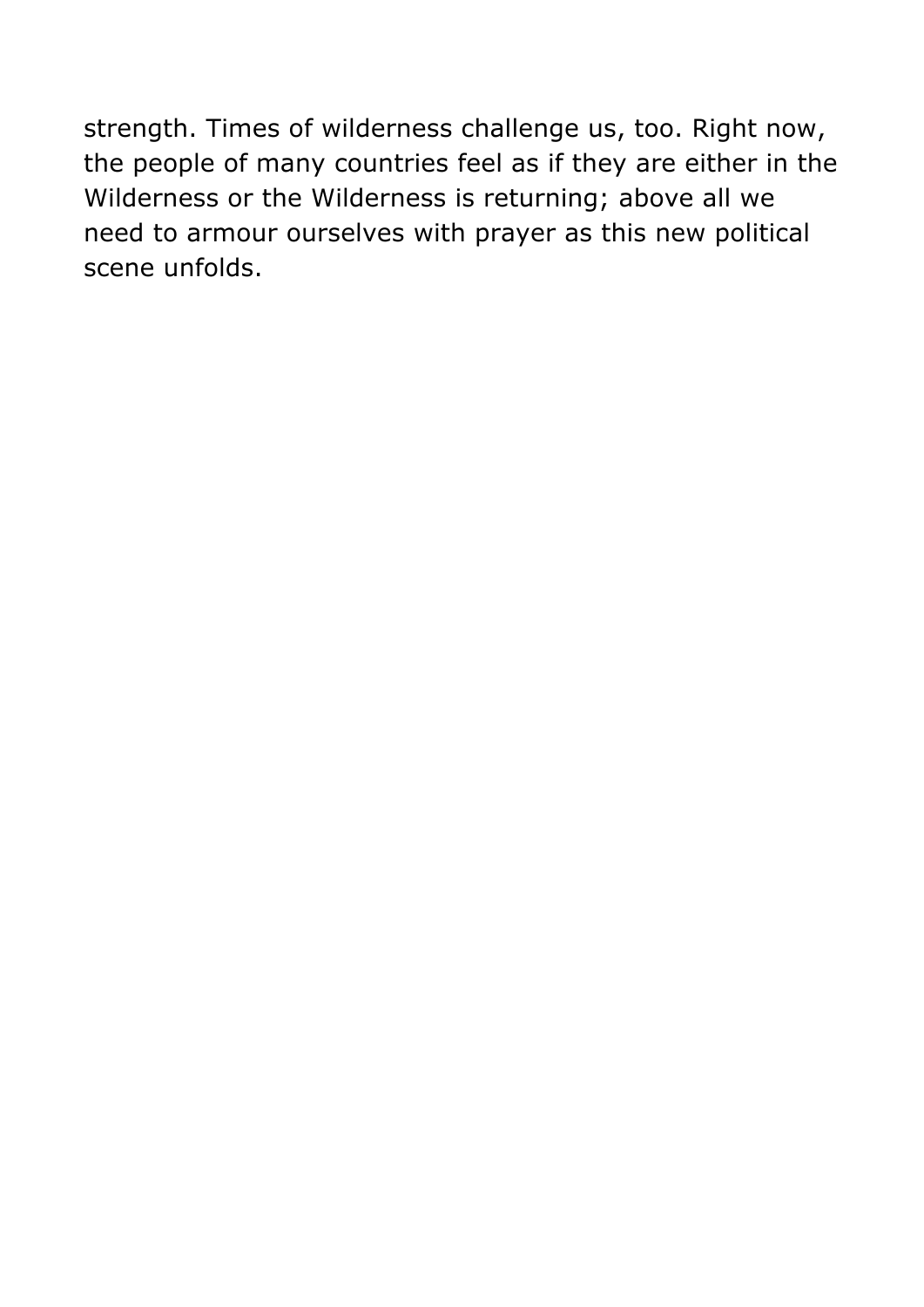strength. Times of wilderness challenge us, too. Right now, the people of many countries feel as if they are either in the Wilderness or the Wilderness is returning; above all we need to armour ourselves with prayer as this new political scene unfolds.